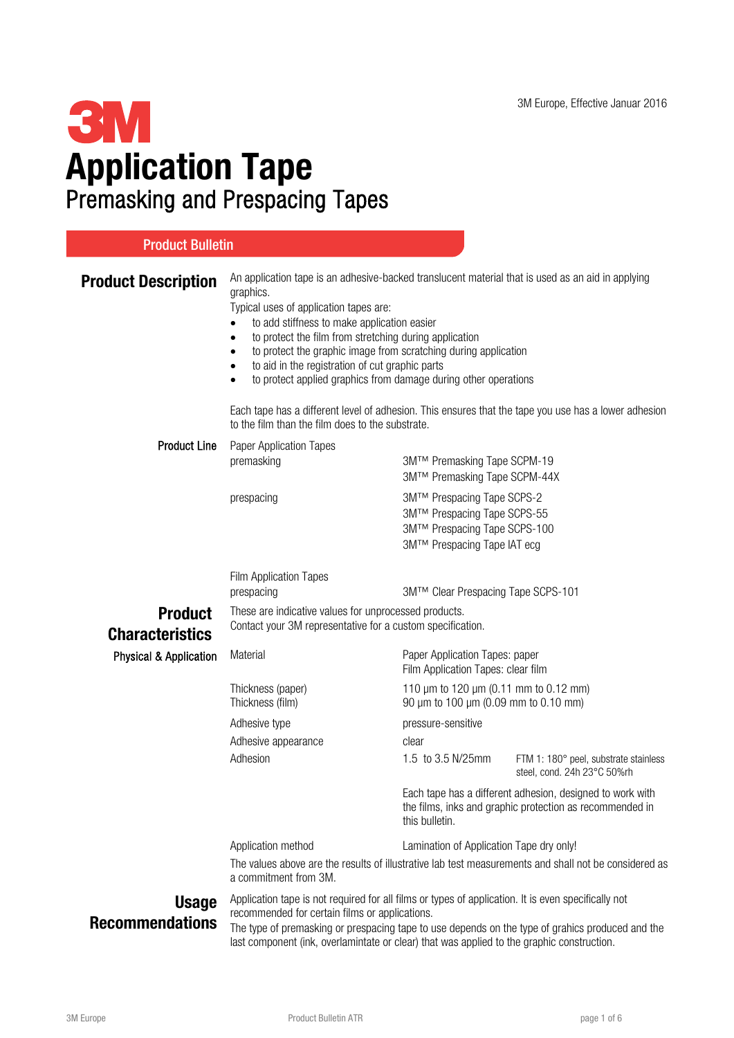3M Europe, Effective Januar 2016

# 3M

# Application Tape
## Premasking and Prespacing Tapes

**Product Bulletin**

## Product Description

An application tape is an adhesive-backed translucent material that is used as an aid in applying graphics.
Typical uses of application tapes are:

- to add stiffness to make application easier
- to protect the film from stretching during application
- to protect the graphic image from scratching during application
- to aid in the registration of cut graphic parts
- to protect applied graphics from damage during other operations

Each tape has a different level of adhesion. This ensures that the tape you use has a lower adhesion to the film than the film does to the substrate.

### Product Line

Paper Application Tapes

| | |
|---|---|
| premasking | 3M™ Premasking Tape SCPM-19<br>3M™ Premasking Tape SCPM-44X |
| prespacing | 3M™ Prespacing Tape SCPS-2<br>3M™ Prespacing Tape SCPS-55<br>3M™ Prespacing Tape SCPS-100<br>3M™ Prespacing Tape IAT ecg |

Film Application Tapes

| | |
|---|---|
| prespacing | 3M™ Clear Prespacing Tape SCPS-101 |

## Product Characteristics

These are indicative values for unprocessed products.
Contact your 3M representative for a custom specification.

### Physical & Application

| | | |
|---|---|---|
| Material | Paper Application Tapes: paper<br>Film Application Tapes: clear film | |
| Thickness (paper)<br>Thickness (film) | 110 µm to 120 µm (0.11 mm to 0.12 mm)<br>90 µm to 100 µm (0.09 mm to 0.10 mm) | |
| Adhesive type | pressure-sensitive | |
| Adhesive appearance | clear | |
| Adhesion | 1.5 to 3.5 N/25mm | FTM 1: 180° peel, substrate stainless steel, cond. 24h 23°C 50%rh |
| | Each tape has a different adhesion, designed to work with the films, inks and graphic protection as recommended in this bulletin. | |
| Application method | Lamination of Application Tape dry only! | |

The values above are the results of illustrative lab test measurements and shall not be considered as a commitment from 3M.

## Usage Recommendations

Application tape is not required for all films or types of application. It is even specifically not recommended for certain films or applications.
The type of premasking or prespacing tape to use depends on the type of grahics produced and the last component (ink, overlamintate or clear) that was applied to the graphic construction.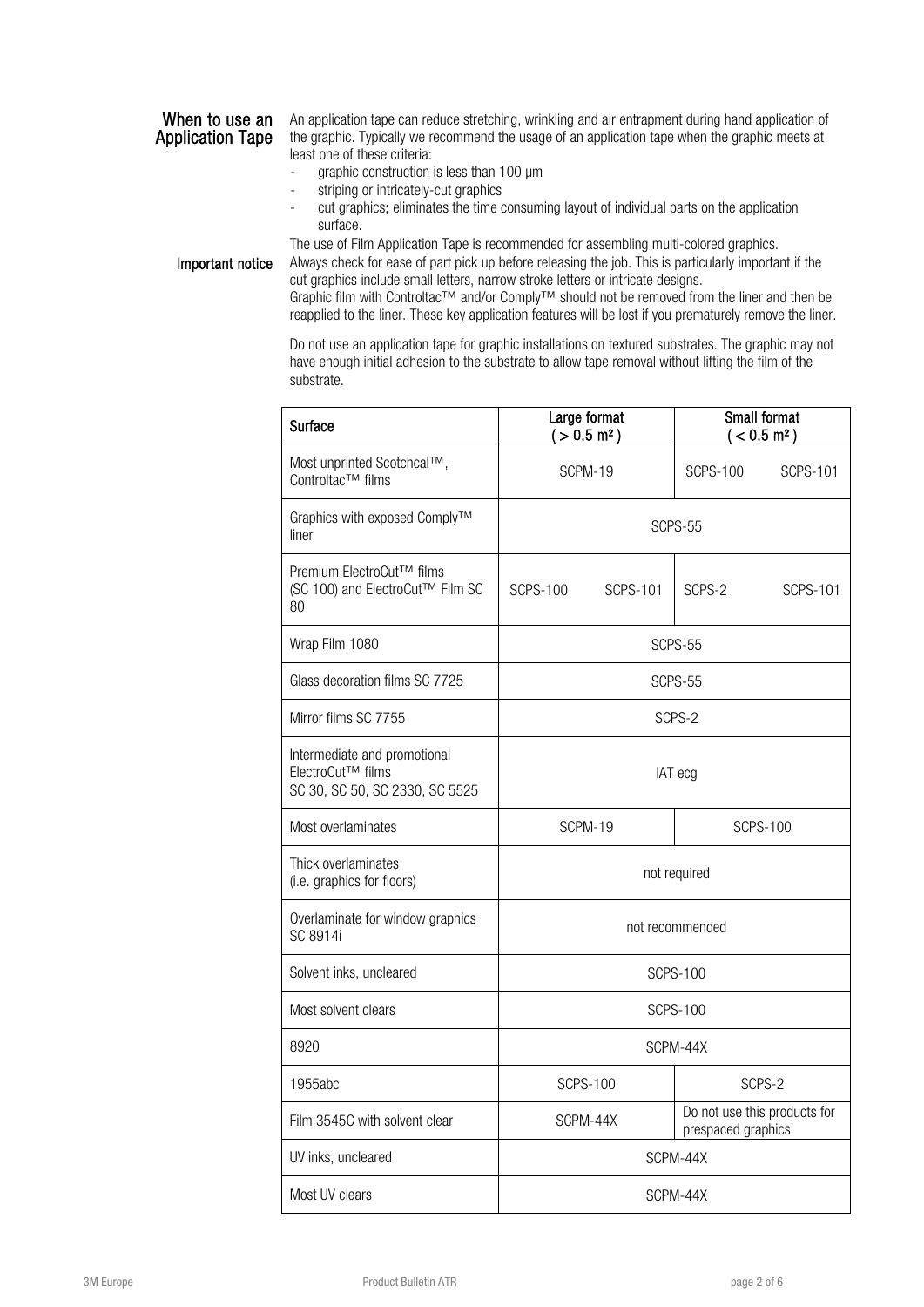## When to use an Application Tape

An application tape can reduce stretching, wrinkling and air entrapment during hand application of the graphic. Typically we recommend the usage of an application tape when the graphic meets at least one of these criteria:

- graphic construction is less than 100 µm
- striping or intricately-cut graphics
- cut graphics; eliminates the time consuming layout of individual parts on the application surface.

The use of Film Application Tape is recommended for assembling multi-colored graphics.

## Important notice

Always check for ease of part pick up before releasing the job. This is particularly important if the cut graphics include small letters, narrow stroke letters or intricate designs.

Graphic film with Controltac™ and/or Comply™ should not be removed from the liner and then be reapplied to the liner. These key application features will be lost if you prematurely remove the liner.

Do not use an application tape for graphic installations on textured substrates. The graphic may not have enough initial adhesion to the substrate to allow tape removal without lifting the film of the substrate.

| Surface | Large format ( > 0.5 m² ) | | Small format ( < 0.5 m² ) | |
|---|---|---|---|---|
| Most unprinted Scotchcal™, Controltac™ films | SCPM-19 | | SCPS-100 | SCPS-101 |
| Graphics with exposed Comply™ liner | SCPS-55 | | | |
| Premium ElectroCut™ films (SC 100) and ElectroCut™ Film SC 80 | SCPS-100 | SCPS-101 | SCPS-2 | SCPS-101 |
| Wrap Film 1080 | SCPS-55 | | | |
| Glass decoration films SC 7725 | SCPS-55 | | | |
| Mirror films SC 7755 | SCPS-2 | | | |
| Intermediate and promotional ElectroCut™ films SC 30, SC 50, SC 2330, SC 5525 | IAT ecg | | | |
| Most overlaminates | SCPM-19 | | SCPS-100 | |
| Thick overlaminates (i.e. graphics for floors) | not required | | | |
| Overlaminate for window graphics SC 8914i | not recommended | | | |
| Solvent inks, uncleared | SCPS-100 | | | |
| Most solvent clears | SCPS-100 | | | |
| 8920 | SCPM-44X | | | |
| 1955abc | SCPS-100 | | SCPS-2 | |
| Film 3545C with solvent clear | SCPM-44X | | Do not use this products for prespaced graphics | |
| UV inks, uncleared | SCPM-44X | | | |
| Most UV clears | SCPM-44X | | | |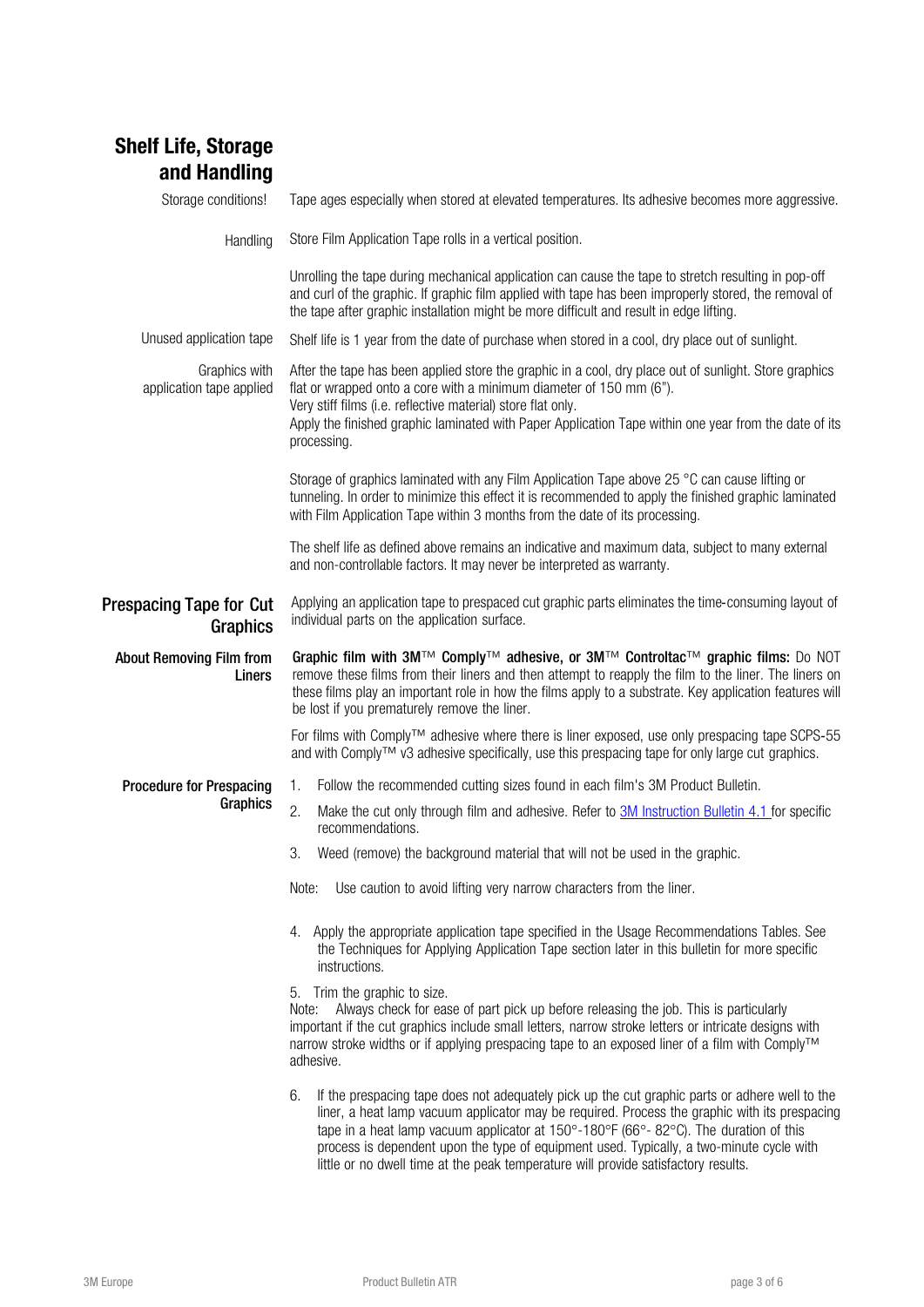## Shelf Life, Storage and Handling

**Storage conditions!**

Tape ages especially when stored at elevated temperatures. Its adhesive becomes more aggressive.

**Handling**

Store Film Application Tape rolls in a vertical position.

Unrolling the tape during mechanical application can cause the tape to stretch resulting in pop-off and curl of the graphic. If graphic film applied with tape has been improperly stored, the removal of the tape after graphic installation might be more difficult and result in edge lifting.

**Unused application tape**

Shelf life is 1 year from the date of purchase when stored in a cool, dry place out of sunlight.

**Graphics with application tape applied**

After the tape has been applied store the graphic in a cool, dry place out of sunlight. Store graphics flat or wrapped onto a core with a minimum diameter of 150 mm (6").
Very stiff films (i.e. reflective material) store flat only.
Apply the finished graphic laminated with Paper Application Tape within one year from the date of its processing.

Storage of graphics laminated with any Film Application Tape above 25 °C can cause lifting or tunneling. In order to minimize this effect it is recommended to apply the finished graphic laminated with Film Application Tape within 3 months from the date of its processing.

The shelf life as defined above remains an indicative and maximum data, subject to many external and non-controllable factors. It may never be interpreted as warranty.

## Prespacing Tape for Cut Graphics

Applying an application tape to prespaced cut graphic parts eliminates the time-consuming layout of individual parts on the application surface.

### About Removing Film from Liners

**Graphic film with 3M™ Comply™ adhesive, or 3M™ Controltac™ graphic films:** Do NOT remove these films from their liners and then attempt to reapply the film to the liner. The liners on these films play an important role in how the films apply to a substrate. Key application features will be lost if you prematurely remove the liner.

For films with Comply™ adhesive where there is liner exposed, use only prespacing tape SCPS-55 and with Comply™ v3 adhesive specifically, use this prespacing tape for only large cut graphics.

### Procedure for Prespacing Graphics

1. Follow the recommended cutting sizes found in each film's 3M Product Bulletin.
2. Make the cut only through film and adhesive. Refer to 3M Instruction Bulletin 4.1 for specific recommendations.
3. Weed (remove) the background material that will not be used in the graphic.

Note: Use caution to avoid lifting very narrow characters from the liner.

4. Apply the appropriate application tape specified in the Usage Recommendations Tables. See the Techniques for Applying Application Tape section later in this bulletin for more specific instructions.
5. Trim the graphic to size.

Note: Always check for ease of part pick up before releasing the job. This is particularly important if the cut graphics include small letters, narrow stroke letters or intricate designs with narrow stroke widths or if applying prespacing tape to an exposed liner of a film with Comply™ adhesive.

6. If the prespacing tape does not adequately pick up the cut graphic parts or adhere well to the liner, a heat lamp vacuum applicator may be required. Process the graphic with its prespacing tape in a heat lamp vacuum applicator at 150°-180°F (66°- 82°C). The duration of this process is dependent upon the type of equipment used. Typically, a two-minute cycle with little or no dwell time at the peak temperature will provide satisfactory results.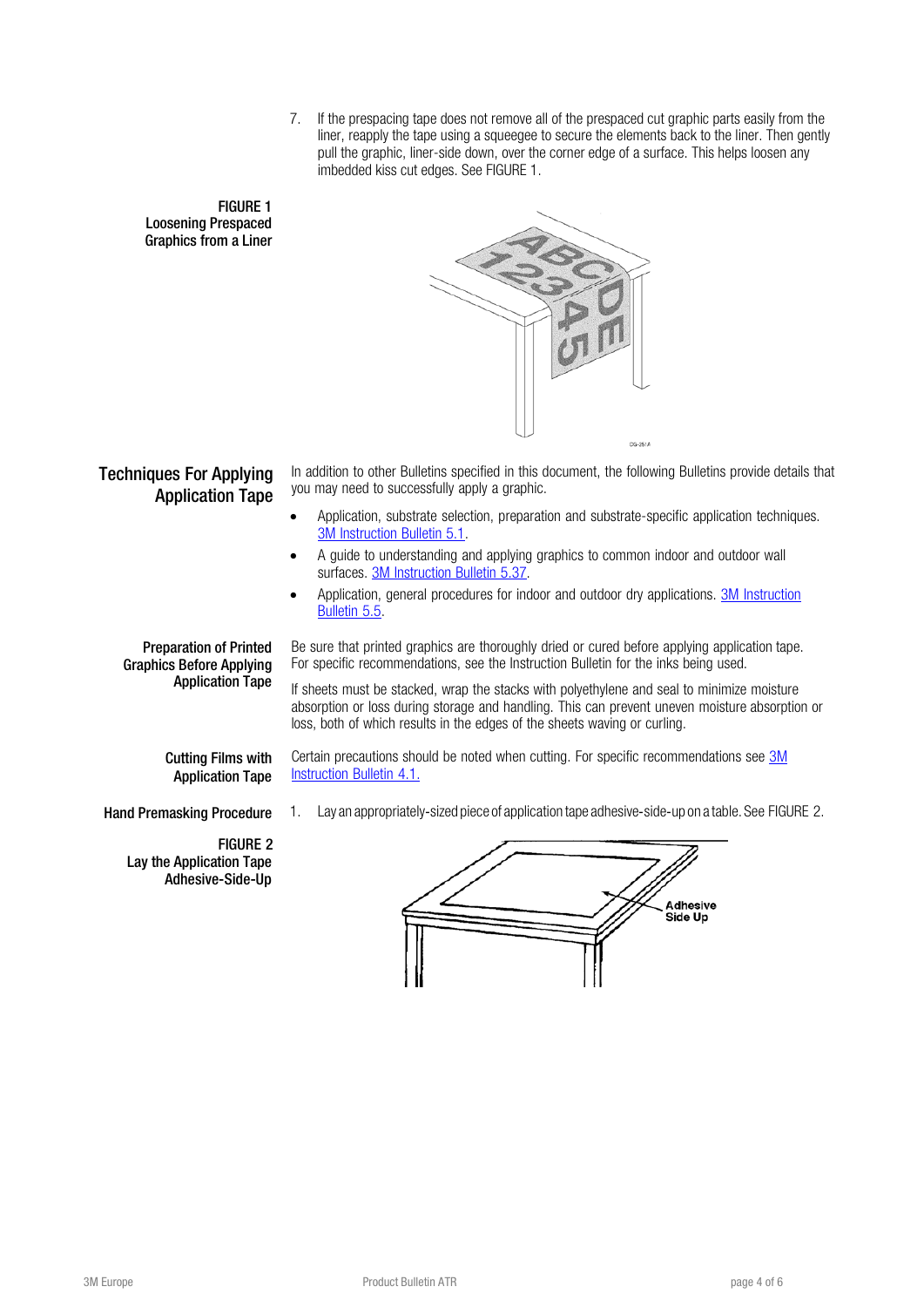7. If the prespacing tape does not remove all of the prespaced cut graphic parts easily from the liner, reapply the tape using a squeegee to secure the elements back to the liner. Then gently pull the graphic, liner-side down, over the corner edge of a surface. This helps loosen any imbedded kiss cut edges. See FIGURE 1.

**FIGURE 1**
**Loosening Prespaced Graphics from a Liner**

## Techniques For Applying Application Tape

In addition to other Bulletins specified in this document, the following Bulletins provide details that you may need to successfully apply a graphic.

- Application, substrate selection, preparation and substrate-specific application techniques. 3M Instruction Bulletin 5.1.
- A guide to understanding and applying graphics to common indoor and outdoor wall surfaces. 3M Instruction Bulletin 5.37.
- Application, general procedures for indoor and outdoor dry applications. 3M Instruction Bulletin 5.5.

### Preparation of Printed Graphics Before Applying Application Tape

Be sure that printed graphics are thoroughly dried or cured before applying application tape. For specific recommendations, see the Instruction Bulletin for the inks being used.

If sheets must be stacked, wrap the stacks with polyethylene and seal to minimize moisture absorption or loss during storage and handling. This can prevent uneven moisture absorption or loss, both of which results in the edges of the sheets waving or curling.

### Cutting Films with Application Tape

Certain precautions should be noted when cutting. For specific recommendations see 3M Instruction Bulletin 4.1.

### Hand Premasking Procedure

1. Lay an appropriately-sized piece of application tape adhesive-side-up on a table. See FIGURE 2.

**FIGURE 2**
**Lay the Application Tape Adhesive-Side-Up**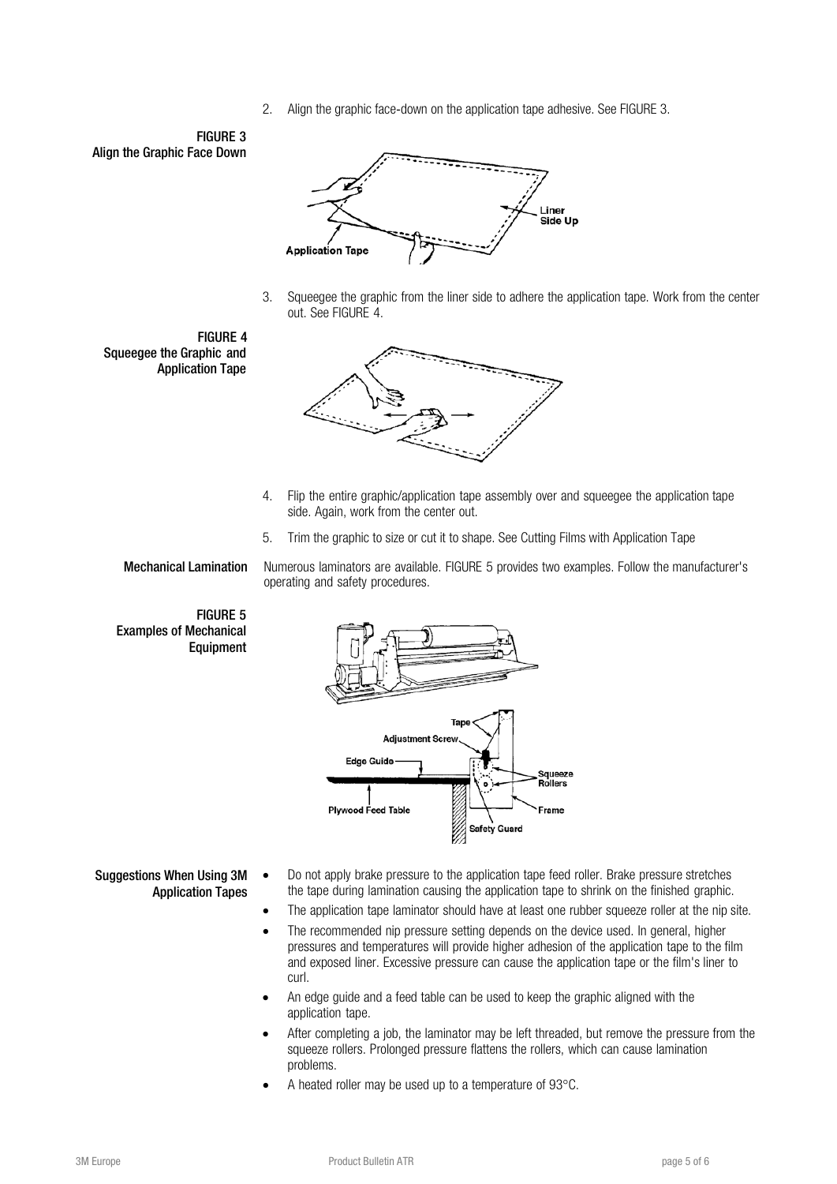2. Align the graphic face-down on the application tape adhesive. See FIGURE 3.

**FIGURE 3**
**Align the Graphic Face Down**

3. Squeegee the graphic from the liner side to adhere the application tape. Work from the center out. See FIGURE 4.

**FIGURE 4**
**Squeegee the Graphic and Application Tape**

4. Flip the entire graphic/application tape assembly over and squeegee the application tape side. Again, work from the center out.

5. Trim the graphic to size or cut it to shape. See Cutting Films with Application Tape

## Mechanical Lamination

Numerous laminators are available. FIGURE 5 provides two examples. Follow the manufacturer's operating and safety procedures.

**FIGURE 5**
**Examples of Mechanical Equipment**

## Suggestions When Using 3M Application Tapes

- Do not apply brake pressure to the application tape feed roller. Brake pressure stretches the tape during lamination causing the application tape to shrink on the finished graphic.
- The application tape laminator should have at least one rubber squeeze roller at the nip site.
- The recommended nip pressure setting depends on the device used. In general, higher pressures and temperatures will provide higher adhesion of the application tape to the film and exposed liner. Excessive pressure can cause the application tape or the film's liner to curl.
- An edge guide and a feed table can be used to keep the graphic aligned with the application tape.
- After completing a job, the laminator may be left threaded, but remove the pressure from the squeeze rollers. Prolonged pressure flattens the rollers, which can cause lamination problems.
- A heated roller may be used up to a temperature of 93°C.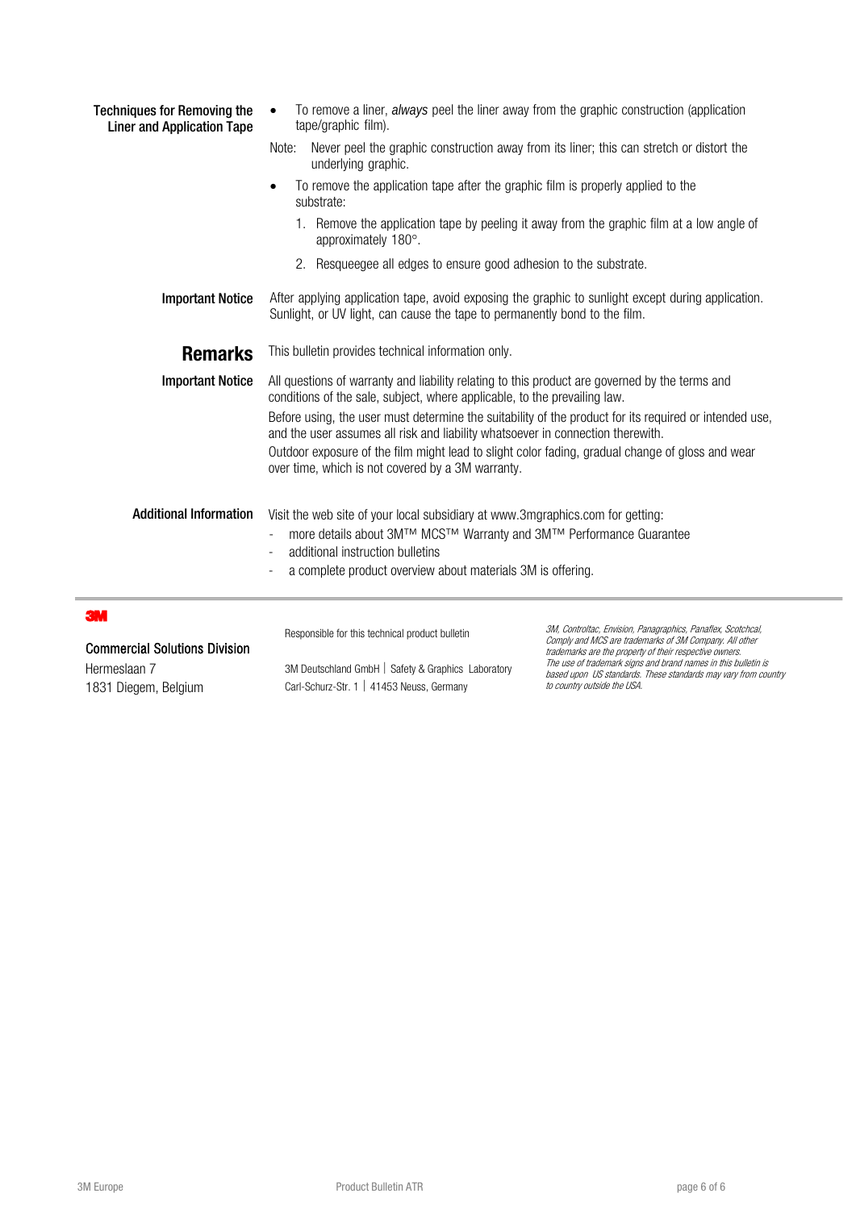**Techniques for Removing the Liner and Application Tape**

- To remove a liner, *always* peel the liner away from the graphic construction (application tape/graphic film).

Note: Never peel the graphic construction away from its liner; this can stretch or distort the underlying graphic.

- To remove the application tape after the graphic film is properly applied to the substrate:
  1. Remove the application tape by peeling it away from the graphic film at a low angle of approximately 180°.
  2. Resqueegee all edges to ensure good adhesion to the substrate.

**Important Notice**

After applying application tape, avoid exposing the graphic to sunlight except during application. Sunlight, or UV light, can cause the tape to permanently bond to the film.

## Remarks

This bulletin provides technical information only.

**Important Notice**

All questions of warranty and liability relating to this product are governed by the terms and conditions of the sale, subject, where applicable, to the prevailing law.

Before using, the user must determine the suitability of the product for its required or intended use, and the user assumes all risk and liability whatsoever in connection therewith.

Outdoor exposure of the film might lead to slight color fading, gradual change of gloss and wear over time, which is not covered by a 3M warranty.

**Additional Information**

Visit the web site of your local subsidiary at www.3mgraphics.com for getting:

- more details about 3M™ MCS™ Warranty and 3M™ Performance Guarantee
- additional instruction bulletins
- a complete product overview about materials 3M is offering.

---

3M

Commercial Solutions Division
Hermeslaan 7
1831 Diegem, Belgium

Responsible for this technical product bulletin

3M Deutschland GmbH | Safety & Graphics Laboratory
Carl-Schurz-Str. 1 | 41453 Neuss, Germany

*3M, Controltac, Envision, Panagraphics, Panaflex, Scotchcal, Comply and MCS are trademarks of 3M Company. All other trademarks are the property of their respective owners.*
*The use of trademark signs and brand names in this bulletin is based upon US standards. These standards may vary from country to country outside the USA.*